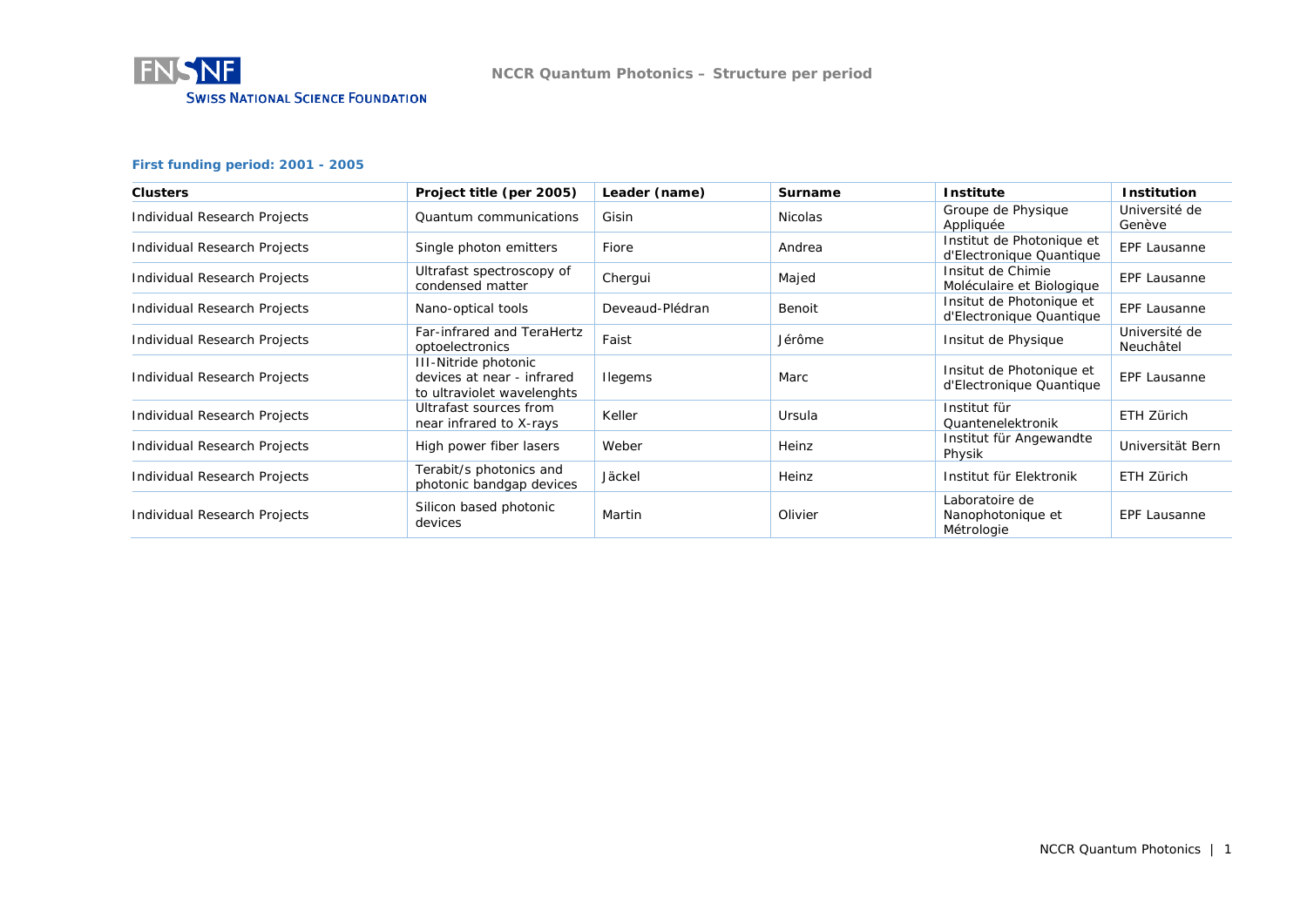FNSNF
SWISS NATIONAL SCIENCE FOUNDATION

# NCCR Quantum Photonics – Structure per period

### First funding period: 2001 - 2005

| Clusters | Project title (per 2005) | Leader (name) | Surname | Institute | Institution |
|---|---|---|---|---|---|
| Individual Research Projects | Quantum communications | Gisin | Nicolas | Groupe de Physique Appliquée | Université de Genève |
| Individual Research Projects | Single photon emitters | Fiore | Andrea | Institut de Photonique et d'Electronique Quantique | EPF Lausanne |
| Individual Research Projects | Ultrafast spectroscopy of condensed matter | Chergui | Majed | Insitut de Chimie Moléculaire et Biologique | EPF Lausanne |
| Individual Research Projects | Nano-optical tools | Deveaud-Plédran | Benoit | Insitut de Photonique et d'Electronique Quantique | EPF Lausanne |
| Individual Research Projects | Far-infrared and TeraHertz optoelectronics | Faist | Jérôme | Insitut de Physique | Université de Neuchâtel |
| Individual Research Projects | III-Nitride photonic devices at near - infrared to ultraviolet wavelenghts | Ilegems | Marc | Insitut de Photonique et d'Electronique Quantique | EPF Lausanne |
| Individual Research Projects | Ultrafast sources from near infrared to X-rays | Keller | Ursula | Institut für Quantenelektronik | ETH Zürich |
| Individual Research Projects | High power fiber lasers | Weber | Heinz | Institut für Angewandte Physik | Universität Bern |
| Individual Research Projects | Terabit/s photonics and photonic bandgap devices | Jäckel | Heinz | Institut für Elektronik | ETH Zürich |
| Individual Research Projects | Silicon based photonic devices | Martin | Olivier | Laboratoire de Nanophotonique et Métrologie | EPF Lausanne |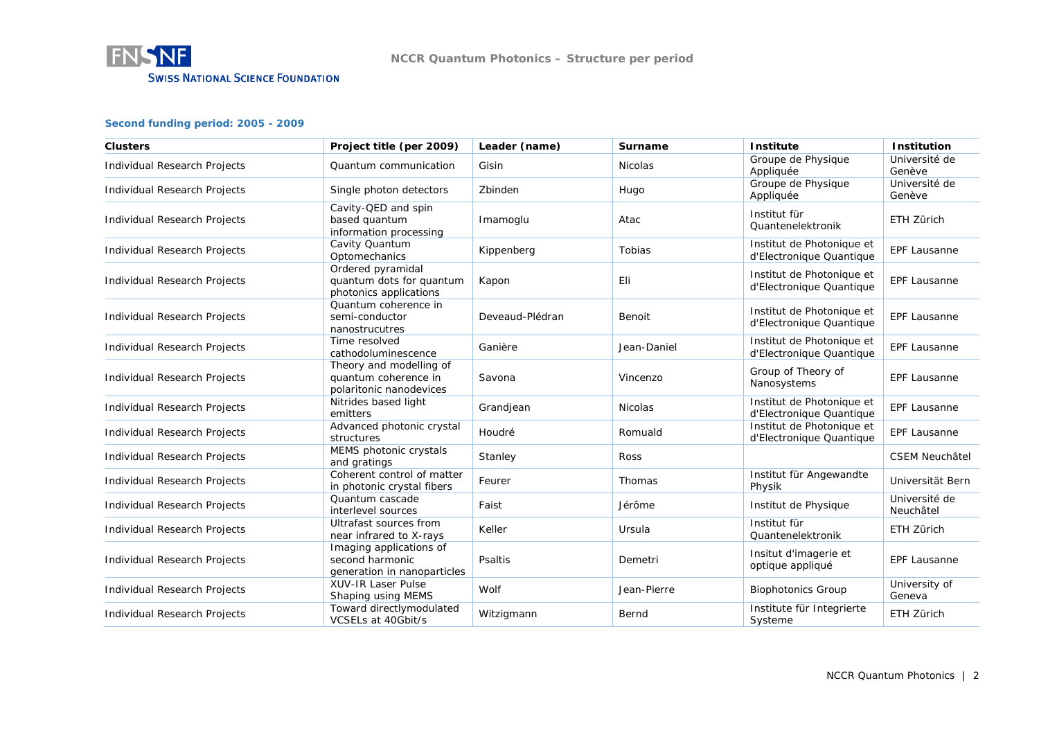**Second funding period: 2005 - 2009**

| Clusters | Project title (per 2009) | Leader (name) | Surname | Institute | Institution |
|---|---|---|---|---|---|
| Individual Research Projects | Quantum communication | Gisin | Nicolas | Groupe de Physique Appliquée | Université de Genève |
| Individual Research Projects | Single photon detectors | Zbinden | Hugo | Groupe de Physique Appliquée | Université de Genève |
| Individual Research Projects | Cavity-QED and spin based quantum information processing | Imamoglu | Atac | Institut für Quantenelektronik | ETH Zürich |
| Individual Research Projects | Cavity Quantum Optomechanics | Kippenberg | Tobias | Institut de Photonique et d'Electronique Quantique | EPF Lausanne |
| Individual Research Projects | Ordered pyramidal quantum dots for quantum photonics applications | Kapon | Eli | Institut de Photonique et d'Electronique Quantique | EPF Lausanne |
| Individual Research Projects | Quantum coherence in semi-conductor nanostrucutres | Deveaud-Plédran | Benoit | Institut de Photonique et d'Electronique Quantique | EPF Lausanne |
| Individual Research Projects | Time resolved cathodoluminescence | Ganière | Jean-Daniel | Institut de Photonique et d'Electronique Quantique | EPF Lausanne |
| Individual Research Projects | Theory and modelling of quantum coherence in polaritonic nanodevices | Savona | Vincenzo | Group of Theory of Nanosystems | EPF Lausanne |
| Individual Research Projects | Nitrides based light emitters | Grandjean | Nicolas | Institut de Photonique et d'Electronique Quantique | EPF Lausanne |
| Individual Research Projects | Advanced photonic crystal structures | Houdré | Romuald | Institut de Photonique et d'Electronique Quantique | EPF Lausanne |
| Individual Research Projects | MEMS photonic crystals and gratings | Stanley | Ross | | CSEM Neuchâtel |
| Individual Research Projects | Coherent control of matter in photonic crystal fibers | Feurer | Thomas | Institut für Angewandte Physik | Universität Bern |
| Individual Research Projects | Quantum cascade interlevel sources | Faist | Jérôme | Institut de Physique | Université de Neuchâtel |
| Individual Research Projects | Ultrafast sources from near infrared to X-rays | Keller | Ursula | Institut für Quantenelektronik | ETH Zürich |
| Individual Research Projects | Imaging applications of second harmonic generation in nanoparticles | Psaltis | Demetri | Insitut d'imagerie et optique appliqué | EPF Lausanne |
| Individual Research Projects | XUV-IR Laser Pulse Shaping using MEMS | Wolf | Jean-Pierre | Biophotonics Group | University of Geneva |
| Individual Research Projects | Toward directlymodulated VCSELs at 40Gbit/s | Witzigmann | Bernd | Institute für Integrierte Systeme | ETH Zürich |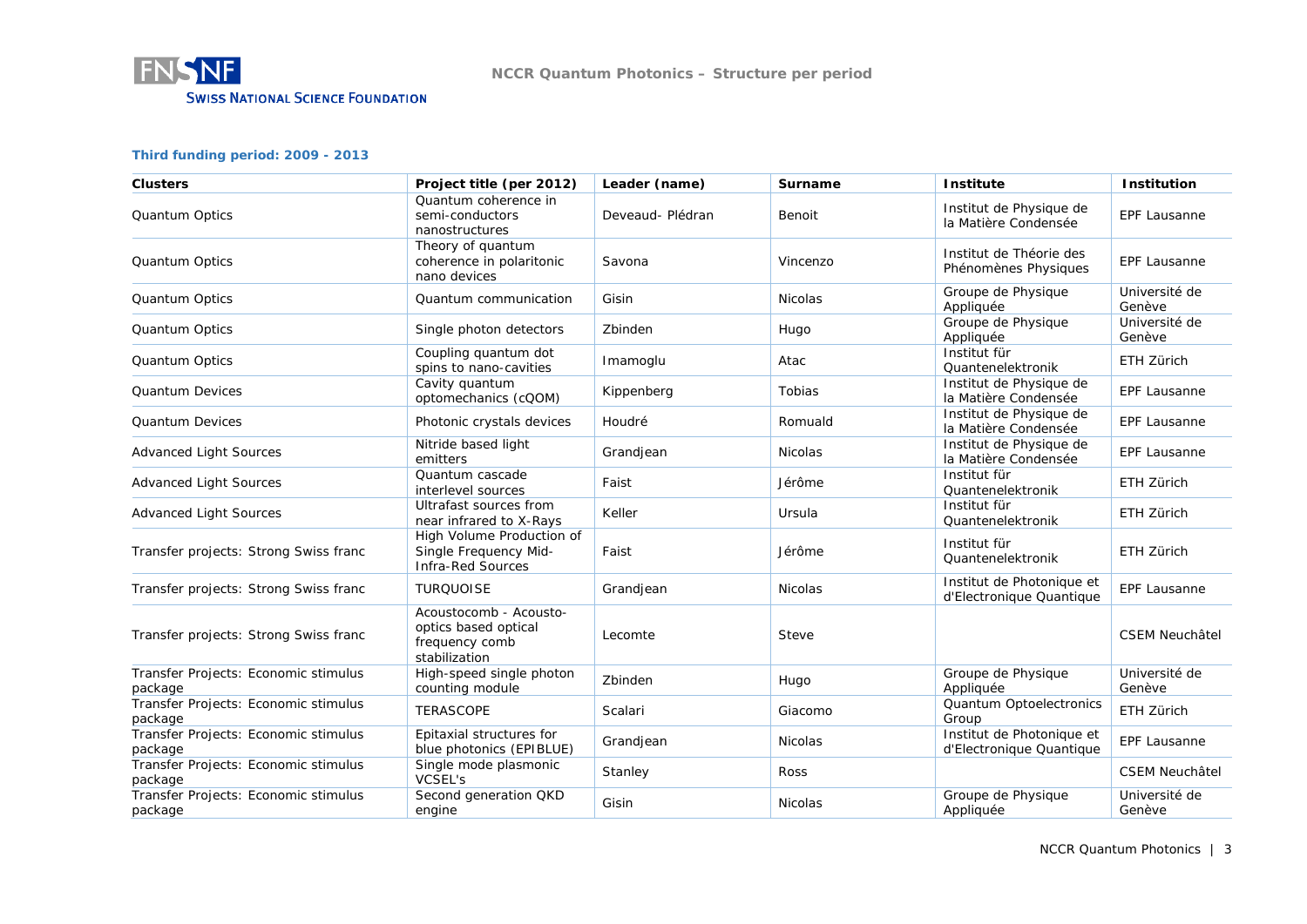**Third funding period: 2009 - 2013**

| Clusters | Project title (per 2012) | Leader (name) | Surname | Institute | Institution |
|---|---|---|---|---|---|
| Quantum Optics | Quantum coherence in semi-conductors nanostructures | Deveaud- Plédran | Benoit | Institut de Physique de la Matière Condensée | EPF Lausanne |
| Quantum Optics | Theory of quantum coherence in polaritonic nano devices | Savona | Vincenzo | Institut de Théorie des Phénomènes Physiques | EPF Lausanne |
| Quantum Optics | Quantum communication | Gisin | Nicolas | Groupe de Physique Appliquée | Université de Genève |
| Quantum Optics | Single photon detectors | Zbinden | Hugo | Groupe de Physique Appliquée | Université de Genève |
| Quantum Optics | Coupling quantum dot spins to nano-cavities | Imamoglu | Atac | Institut für Quantenelektronik | ETH Zürich |
| Quantum Devices | Cavity quantum optomechanics (cQOM) | Kippenberg | Tobias | Institut de Physique de la Matière Condensée | EPF Lausanne |
| Quantum Devices | Photonic crystals devices | Houdré | Romuald | Institut de Physique de la Matière Condensée | EPF Lausanne |
| Advanced Light Sources | Nitride based light emitters | Grandjean | Nicolas | Institut de Physique de la Matière Condensée | EPF Lausanne |
| Advanced Light Sources | Quantum cascade interlevel sources | Faist | Jérôme | Institut für Quantenelektronik | ETH Zürich |
| Advanced Light Sources | Ultrafast sources from near infrared to X-Rays | Keller | Ursula | Institut für Quantenelektronik | ETH Zürich |
| Transfer projects: Strong Swiss franc | High Volume Production of Single Frequency Mid-Infra-Red Sources | Faist | Jérôme | Institut für Quantenelektronik | ETH Zürich |
| Transfer projects: Strong Swiss franc | TURQUOISE | Grandjean | Nicolas | Institut de Photonique et d'Electronique Quantique | EPF Lausanne |
| Transfer projects: Strong Swiss franc | Acoustocomb - Acousto-optics based optical frequency comb stabilization | Lecomte | Steve | | CSEM Neuchâtel |
| Transfer Projects: Economic stimulus package | High-speed single photon counting module | Zbinden | Hugo | Groupe de Physique Appliquée | Université de Genève |
| Transfer Projects: Economic stimulus package | TERASCOPE | Scalari | Giacomo | Quantum Optoelectronics Group | ETH Zürich |
| Transfer Projects: Economic stimulus package | Epitaxial structures for blue photonics (EPIBLUE) | Grandjean | Nicolas | Institut de Photonique et d'Electronique Quantique | EPF Lausanne |
| Transfer Projects: Economic stimulus package | Single mode plasmonic VCSEL's | Stanley | Ross | | CSEM Neuchâtel |
| Transfer Projects: Economic stimulus package | Second generation QKD engine | Gisin | Nicolas | Groupe de Physique Appliquée | Université de Genève |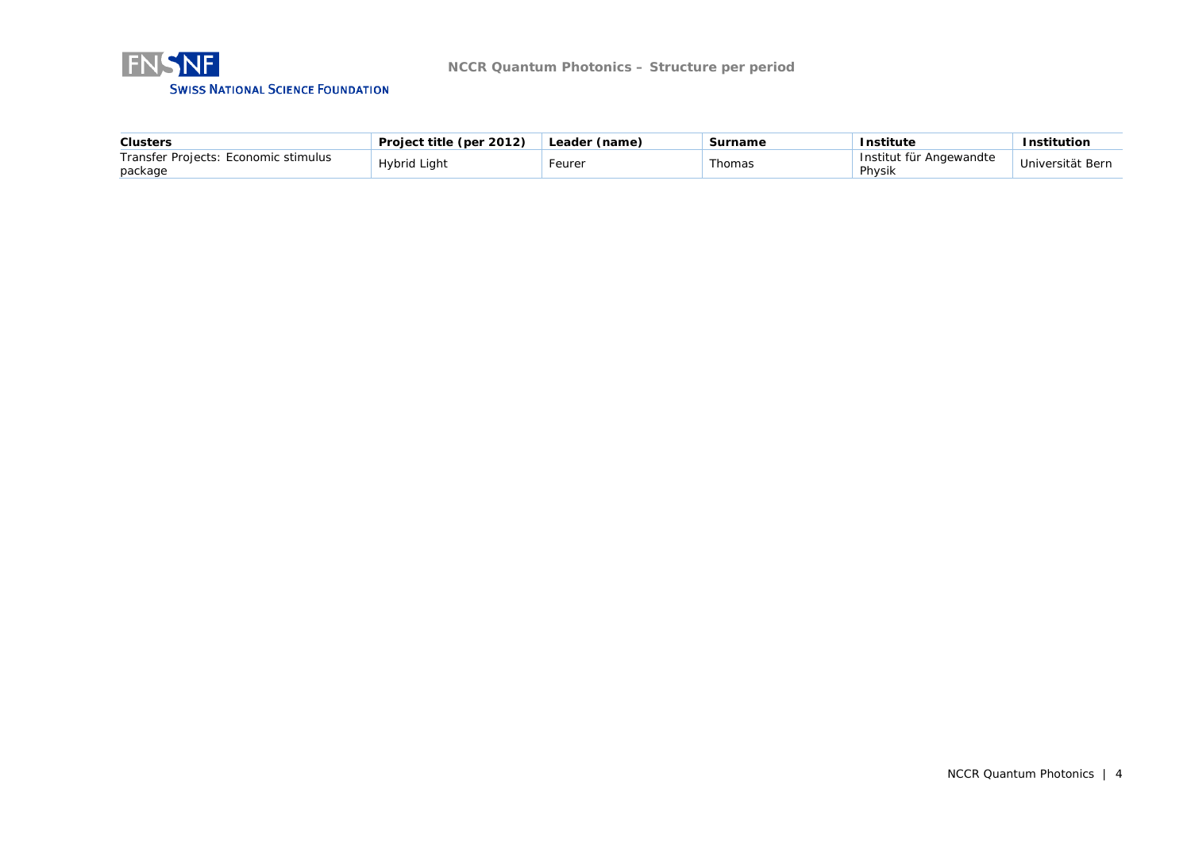| Clusters | Project title (per 2012) | Leader (name) | Surname | Institute | Institution |
|---|---|---|---|---|---|
| Transfer Projects: Economic stimulus package | Hybrid Light | Feurer | Thomas | Institut für Angewandte Physik | Universität Bern |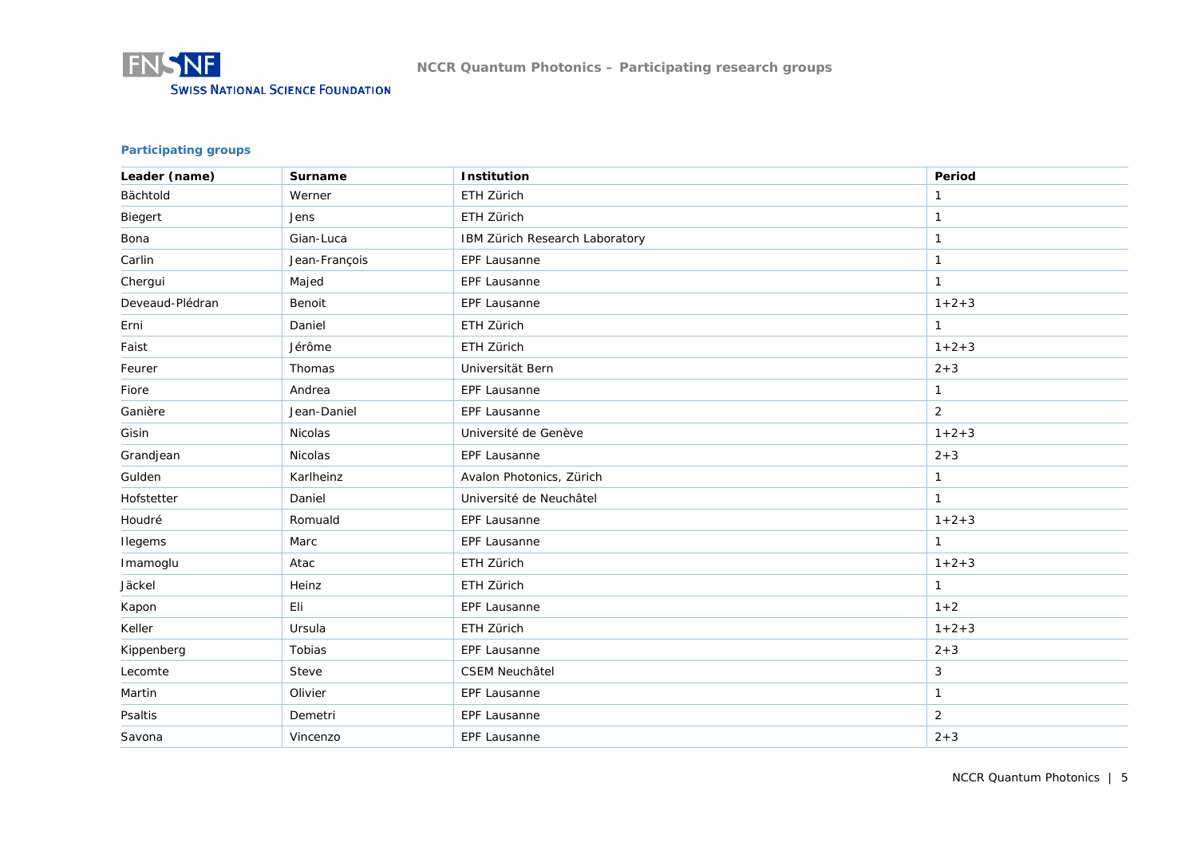### Participating groups

| Leader (name) | Surname | Institution | Period |
|---|---|---|---|
| Bächtold | Werner | ETH Zürich | 1 |
| Biegert | Jens | ETH Zürich | 1 |
| Bona | Gian-Luca | IBM Zürich Research Laboratory | 1 |
| Carlin | Jean-François | EPF Lausanne | 1 |
| Chergui | Majed | EPF Lausanne | 1 |
| Deveaud-Plédran | Benoit | EPF Lausanne | 1+2+3 |
| Erni | Daniel | ETH Zürich | 1 |
| Faist | Jérôme | ETH Zürich | 1+2+3 |
| Feurer | Thomas | Universität Bern | 2+3 |
| Fiore | Andrea | EPF Lausanne | 1 |
| Ganière | Jean-Daniel | EPF Lausanne | 2 |
| Gisin | Nicolas | Université de Genève | 1+2+3 |
| Grandjean | Nicolas | EPF Lausanne | 2+3 |
| Gulden | Karlheinz | Avalon Photonics, Zürich | 1 |
| Hofstetter | Daniel | Université de Neuchâtel | 1 |
| Houdré | Romuald | EPF Lausanne | 1+2+3 |
| Ilegems | Marc | EPF Lausanne | 1 |
| Imamoglu | Atac | ETH Zürich | 1+2+3 |
| Jäckel | Heinz | ETH Zürich | 1 |
| Kapon | Eli | EPF Lausanne | 1+2 |
| Keller | Ursula | ETH Zürich | 1+2+3 |
| Kippenberg | Tobias | EPF Lausanne | 2+3 |
| Lecomte | Steve | CSEM Neuchâtel | 3 |
| Martin | Olivier | EPF Lausanne | 1 |
| Psaltis | Demetri | EPF Lausanne | 2 |
| Savona | Vincenzo | EPF Lausanne | 2+3 |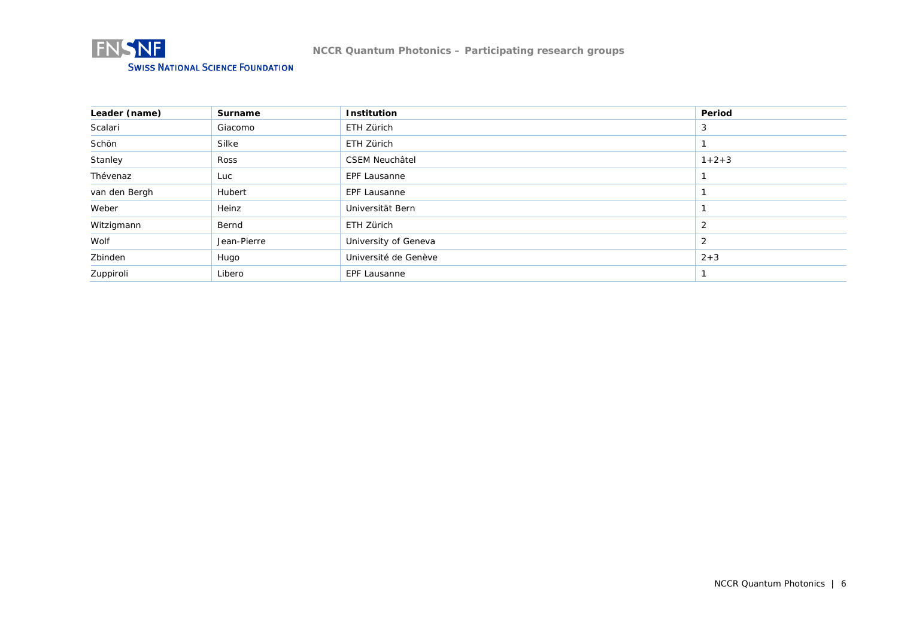| Leader (name) | Surname | Institution | Period |
|---|---|---|---|
| Scalari | Giacomo | ETH Zürich | 3 |
| Schön | Silke | ETH Zürich | 1 |
| Stanley | Ross | CSEM Neuchâtel | 1+2+3 |
| Thévenaz | Luc | EPF Lausanne | 1 |
| van den Bergh | Hubert | EPF Lausanne | 1 |
| Weber | Heinz | Universität Bern | 1 |
| Witzigmann | Bernd | ETH Zürich | 2 |
| Wolf | Jean-Pierre | University of Geneva | 2 |
| Zbinden | Hugo | Université de Genève | 2+3 |
| Zuppiroli | Libero | EPF Lausanne | 1 |